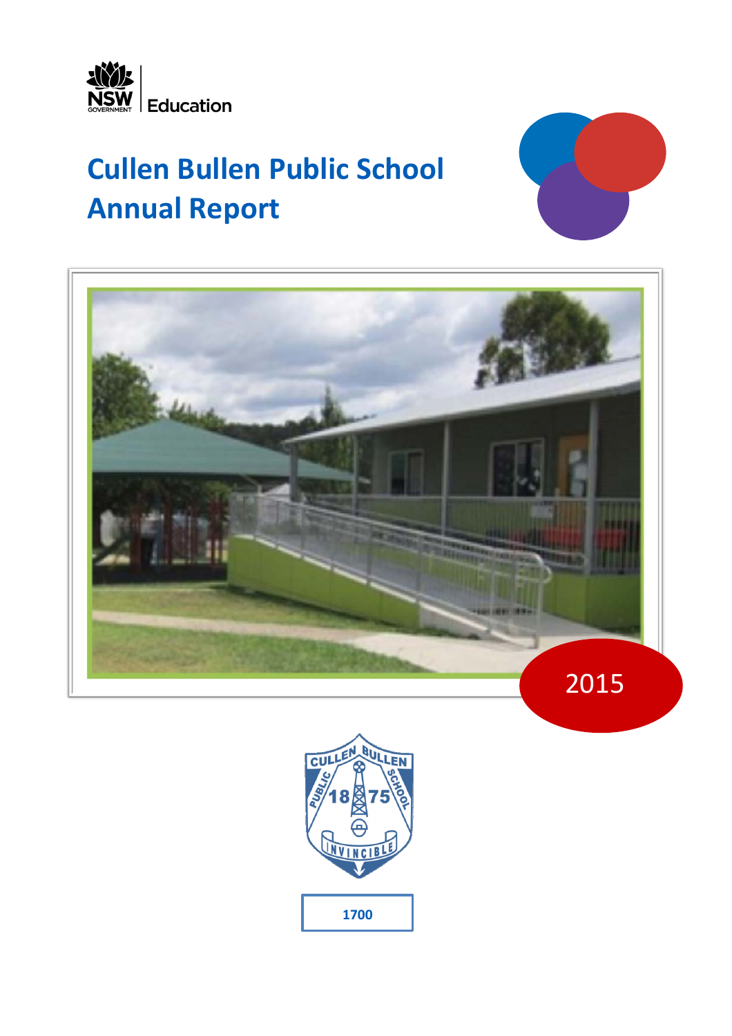NSW GOVERNMENT | Education

# Cullen Bullen Public School Annual Report

2015

1700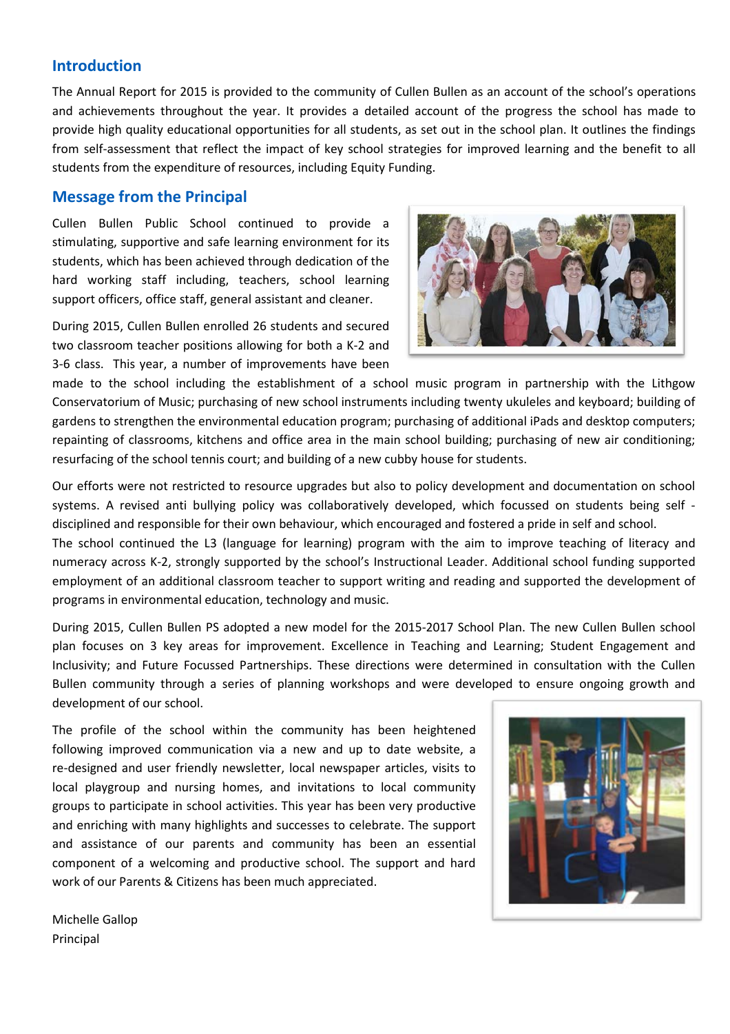## Introduction

The Annual Report for 2015 is provided to the community of Cullen Bullen as an account of the school's operations and achievements throughout the year. It provides a detailed account of the progress the school has made to provide high quality educational opportunities for all students, as set out in the school plan. It outlines the findings from self-assessment that reflect the impact of key school strategies for improved learning and the benefit to all students from the expenditure of resources, including Equity Funding.

## Message from the Principal

Cullen Bullen Public School continued to provide a stimulating, supportive and safe learning environment for its students, which has been achieved through dedication of the hard working staff including, teachers, school learning support officers, office staff, general assistant and cleaner.

During 2015, Cullen Bullen enrolled 26 students and secured two classroom teacher positions allowing for both a K-2 and 3-6 class. This year, a number of improvements have been made to the school including the establishment of a school music program in partnership with the Lithgow Conservatorium of Music; purchasing of new school instruments including twenty ukuleles and keyboard; building of gardens to strengthen the environmental education program; purchasing of additional iPads and desktop computers; repainting of classrooms, kitchens and office area in the main school building; purchasing of new air conditioning; resurfacing of the school tennis court; and building of a new cubby house for students.

Our efforts were not restricted to resource upgrades but also to policy development and documentation on school systems. A revised anti bullying policy was collaboratively developed, which focussed on students being self - disciplined and responsible for their own behaviour, which encouraged and fostered a pride in self and school.

The school continued the L3 (language for learning) program with the aim to improve teaching of literacy and numeracy across K-2, strongly supported by the school's Instructional Leader. Additional school funding supported employment of an additional classroom teacher to support writing and reading and supported the development of programs in environmental education, technology and music.

During 2015, Cullen Bullen PS adopted a new model for the 2015-2017 School Plan. The new Cullen Bullen school plan focuses on 3 key areas for improvement. Excellence in Teaching and Learning; Student Engagement and Inclusivity; and Future Focussed Partnerships. These directions were determined in consultation with the Cullen Bullen community through a series of planning workshops and were developed to ensure ongoing growth and development of our school.

The profile of the school within the community has been heightened following improved communication via a new and up to date website, a re-designed and user friendly newsletter, local newspaper articles, visits to local playgroup and nursing homes, and invitations to local community groups to participate in school activities. This year has been very productive and enriching with many highlights and successes to celebrate. The support and assistance of our parents and community has been an essential component of a welcoming and productive school. The support and hard work of our Parents & Citizens has been much appreciated.

Michelle Gallop
Principal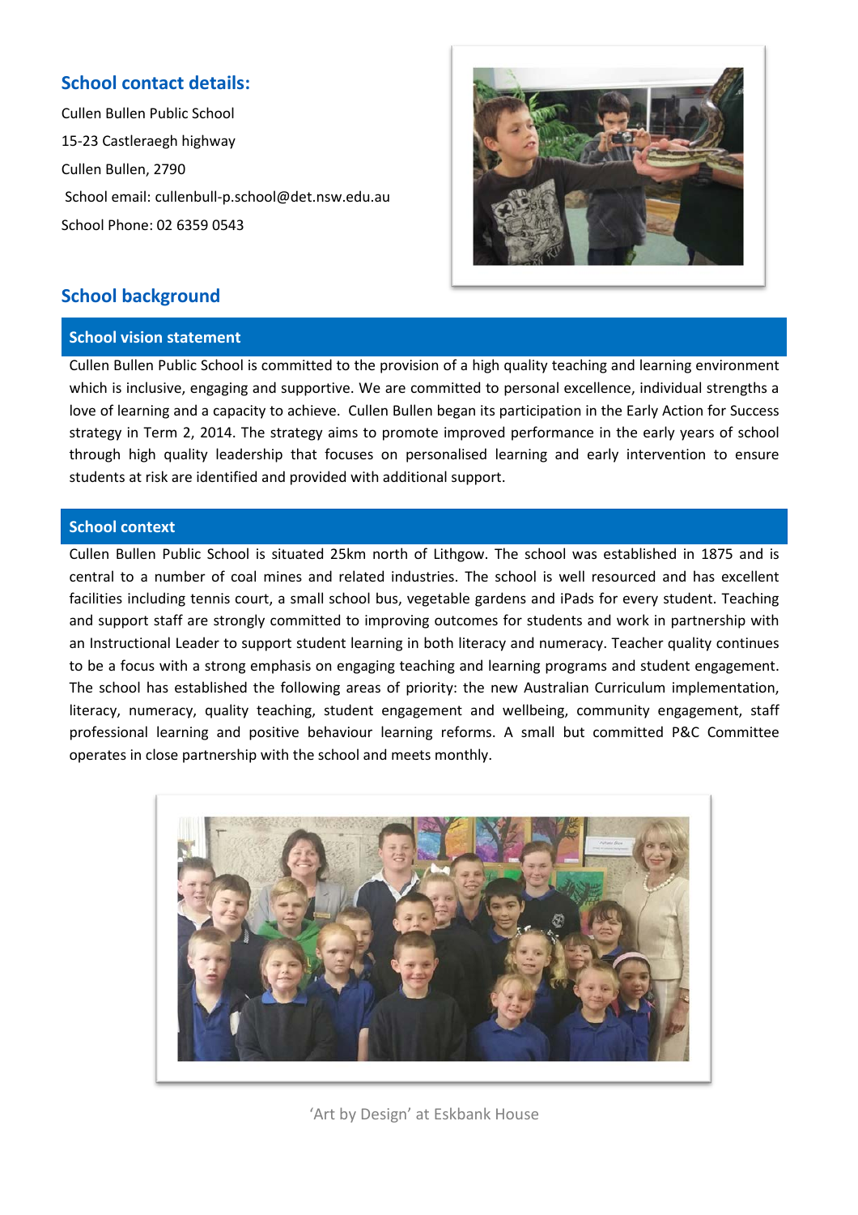## School contact details:

Cullen Bullen Public School

15-23 Castleraegh highway

Cullen Bullen, 2790

School email: cullenbull-p.school@det.nsw.edu.au

School Phone: 02 6359 0543

## School background

### School vision statement

Cullen Bullen Public School is committed to the provision of a high quality teaching and learning environment which is inclusive, engaging and supportive. We are committed to personal excellence, individual strengths a love of learning and a capacity to achieve. Cullen Bullen began its participation in the Early Action for Success strategy in Term 2, 2014. The strategy aims to promote improved performance in the early years of school through high quality leadership that focuses on personalised learning and early intervention to ensure students at risk are identified and provided with additional support.

### School context

Cullen Bullen Public School is situated 25km north of Lithgow. The school was established in 1875 and is central to a number of coal mines and related industries. The school is well resourced and has excellent facilities including tennis court, a small school bus, vegetable gardens and iPads for every student. Teaching and support staff are strongly committed to improving outcomes for students and work in partnership with an Instructional Leader to support student learning in both literacy and numeracy. Teacher quality continues to be a focus with a strong emphasis on engaging teaching and learning programs and student engagement. The school has established the following areas of priority: the new Australian Curriculum implementation, literacy, numeracy, quality teaching, student engagement and wellbeing, community engagement, staff professional learning and positive behaviour learning reforms. A small but committed P&C Committee operates in close partnership with the school and meets monthly.

'Art by Design' at Eskbank House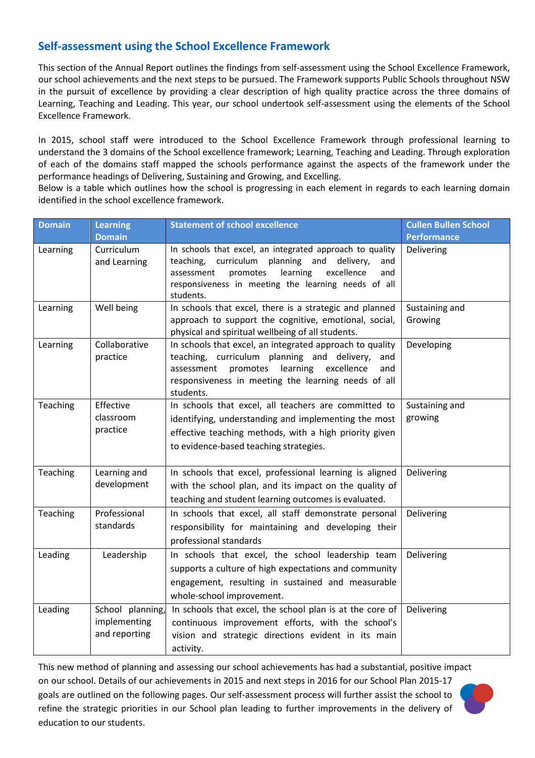## Self-assessment using the School Excellence Framework

This section of the Annual Report outlines the findings from self-assessment using the School Excellence Framework, our school achievements and the next steps to be pursued. The Framework supports Public Schools throughout NSW in the pursuit of excellence by providing a clear description of high quality practice across the three domains of Learning, Teaching and Leading. This year, our school undertook self-assessment using the elements of the School Excellence Framework.

In 2015, school staff were introduced to the School Excellence Framework through professional learning to understand the 3 domains of the School excellence framework; Learning, Teaching and Leading. Through exploration of each of the domains staff mapped the schools performance against the aspects of the framework under the performance headings of Delivering, Sustaining and Growing, and Excelling.
Below is a table which outlines how the school is progressing in each element in regards to each learning domain identified in the school excellence framework.

| Domain | Learning Domain | Statement of school excellence | Cullen Bullen School Performance |
|---|---|---|---|
| Learning | Curriculum and Learning | In schools that excel, an integrated approach to quality teaching, curriculum planning and delivery, and assessment promotes learning excellence and responsiveness in meeting the learning needs of all students. | Delivering |
| Learning | Well being | In schools that excel, there is a strategic and planned approach to support the cognitive, emotional, social, physical and spiritual wellbeing of all students. | Sustaining and Growing |
| Learning | Collaborative practice | In schools that excel, an integrated approach to quality teaching, curriculum planning and delivery, and assessment promotes learning excellence and responsiveness in meeting the learning needs of all students. | Developing |
| Teaching | Effective classroom practice | In schools that excel, all teachers are committed to identifying, understanding and implementing the most effective teaching methods, with a high priority given to evidence-based teaching strategies. | Sustaining and growing |
| Teaching | Learning and development | In schools that excel, professional learning is aligned with the school plan, and its impact on the quality of teaching and student learning outcomes is evaluated. | Delivering |
| Teaching | Professional standards | In schools that excel, all staff demonstrate personal responsibility for maintaining and developing their professional standards | Delivering |
| Leading | Leadership | In schools that excel, the school leadership team supports a culture of high expectations and community engagement, resulting in sustained and measurable whole-school improvement. | Delivering |
| Leading | School planning, implementing and reporting | In schools that excel, the school plan is at the core of continuous improvement efforts, with the school's vision and strategic directions evident in its main activity. | Delivering |

This new method of planning and assessing our school achievements has had a substantial, positive impact on our school. Details of our achievements in 2015 and next steps in 2016 for our School Plan 2015-17 goals are outlined on the following pages. Our self-assessment process will further assist the school to refine the strategic priorities in our School plan leading to further improvements in the delivery of education to our students.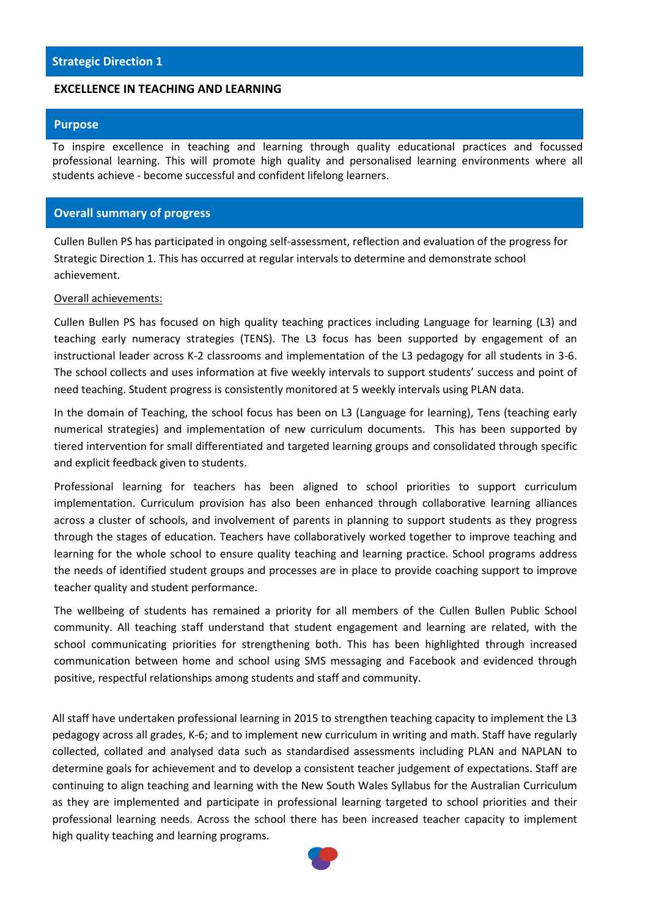## Strategic Direction 1

**EXCELLENCE IN TEACHING AND LEARNING**

## Purpose

To inspire excellence in teaching and learning through quality educational practices and focussed professional learning. This will promote high quality and personalised learning environments where all students achieve - become successful and confident lifelong learners.

## Overall summary of progress

Cullen Bullen PS has participated in ongoing self-assessment, reflection and evaluation of the progress for Strategic Direction 1. This has occurred at regular intervals to determine and demonstrate school achievement.

Overall achievements:

Cullen Bullen PS has focused on high quality teaching practices including Language for learning (L3) and teaching early numeracy strategies (TENS). The L3 focus has been supported by engagement of an instructional leader across K-2 classrooms and implementation of the L3 pedagogy for all students in 3-6. The school collects and uses information at five weekly intervals to support students' success and point of need teaching. Student progress is consistently monitored at 5 weekly intervals using PLAN data.

In the domain of Teaching, the school focus has been on L3 (Language for learning), Tens (teaching early numerical strategies) and implementation of new curriculum documents. This has been supported by tiered intervention for small differentiated and targeted learning groups and consolidated through specific and explicit feedback given to students.

Professional learning for teachers has been aligned to school priorities to support curriculum implementation. Curriculum provision has also been enhanced through collaborative learning alliances across a cluster of schools, and involvement of parents in planning to support students as they progress through the stages of education. Teachers have collaboratively worked together to improve teaching and learning for the whole school to ensure quality teaching and learning practice. School programs address the needs of identified student groups and processes are in place to provide coaching support to improve teacher quality and student performance.

The wellbeing of students has remained a priority for all members of the Cullen Bullen Public School community. All teaching staff understand that student engagement and learning are related, with the school communicating priorities for strengthening both. This has been highlighted through increased communication between home and school using SMS messaging and Facebook and evidenced through positive, respectful relationships among students and staff and community.

All staff have undertaken professional learning in 2015 to strengthen teaching capacity to implement the L3 pedagogy across all grades, K-6; and to implement new curriculum in writing and math. Staff have regularly collected, collated and analysed data such as standardised assessments including PLAN and NAPLAN to determine goals for achievement and to develop a consistent teacher judgement of expectations. Staff are continuing to align teaching and learning with the New South Wales Syllabus for the Australian Curriculum as they are implemented and participate in professional learning targeted to school priorities and their professional learning needs. Across the school there has been increased teacher capacity to implement high quality teaching and learning programs.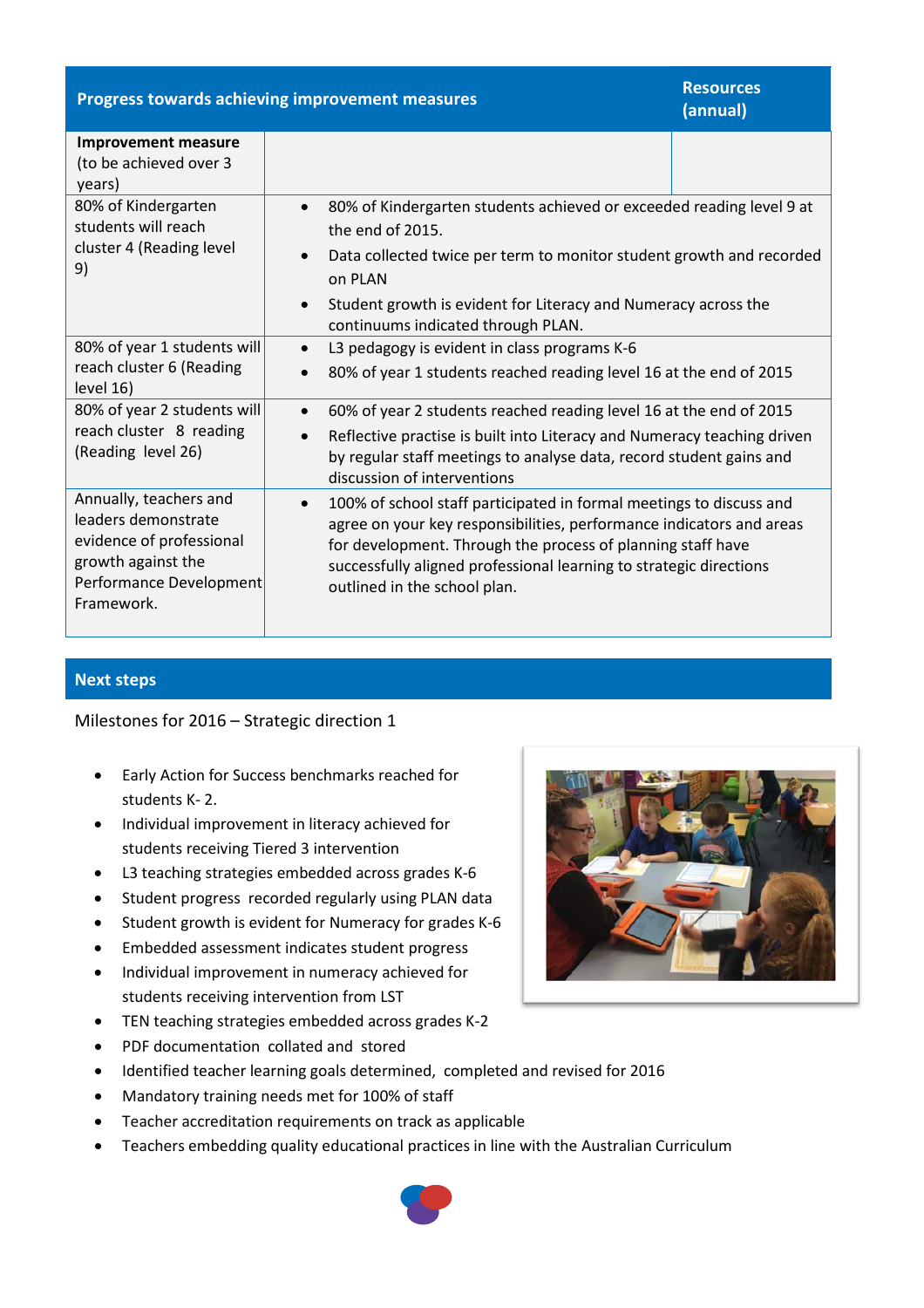| Progress towards achieving improvement measures | | Resources (annual) |
|---|---|---|
| **Improvement measure** (to be achieved over 3 years) | | |
| 80% of Kindergarten students will reach cluster 4 (Reading level 9) | • 80% of Kindergarten students achieved or exceeded reading level 9 at the end of 2015. <br> • Data collected twice per term to monitor student growth and recorded on PLAN <br> • Student growth is evident for Literacy and Numeracy across the continuums indicated through PLAN. | |
| 80% of year 1 students will reach cluster 6 (Reading level 16) | • L3 pedagogy is evident in class programs K-6 <br> • 80% of year 1 students reached reading level 16 at the end of 2015 | |
| 80% of year 2 students will reach cluster 8 reading (Reading level 26) | • 60% of year 2 students reached reading level 16 at the end of 2015 <br> • Reflective practise is built into Literacy and Numeracy teaching driven by regular staff meetings to analyse data, record student gains and discussion of interventions | |
| Annually, teachers and leaders demonstrate evidence of professional growth against the Performance Development Framework. | • 100% of school staff participated in formal meetings to discuss and agree on your key responsibilities, performance indicators and areas for development. Through the process of planning staff have successfully aligned professional learning to strategic directions outlined in the school plan. | |

## Next steps

Milestones for 2016 – Strategic direction 1

- Early Action for Success benchmarks reached for students K- 2.
- Individual improvement in literacy achieved for students receiving Tiered 3 intervention
- L3 teaching strategies embedded across grades K-6
- Student progress recorded regularly using PLAN data
- Student growth is evident for Numeracy for grades K-6
- Embedded assessment indicates student progress
- Individual improvement in numeracy achieved for students receiving intervention from LST
- TEN teaching strategies embedded across grades K-2
- PDF documentation collated and stored
- Identified teacher learning goals determined, completed and revised for 2016
- Mandatory training needs met for 100% of staff
- Teacher accreditation requirements on track as applicable
- Teachers embedding quality educational practices in line with the Australian Curriculum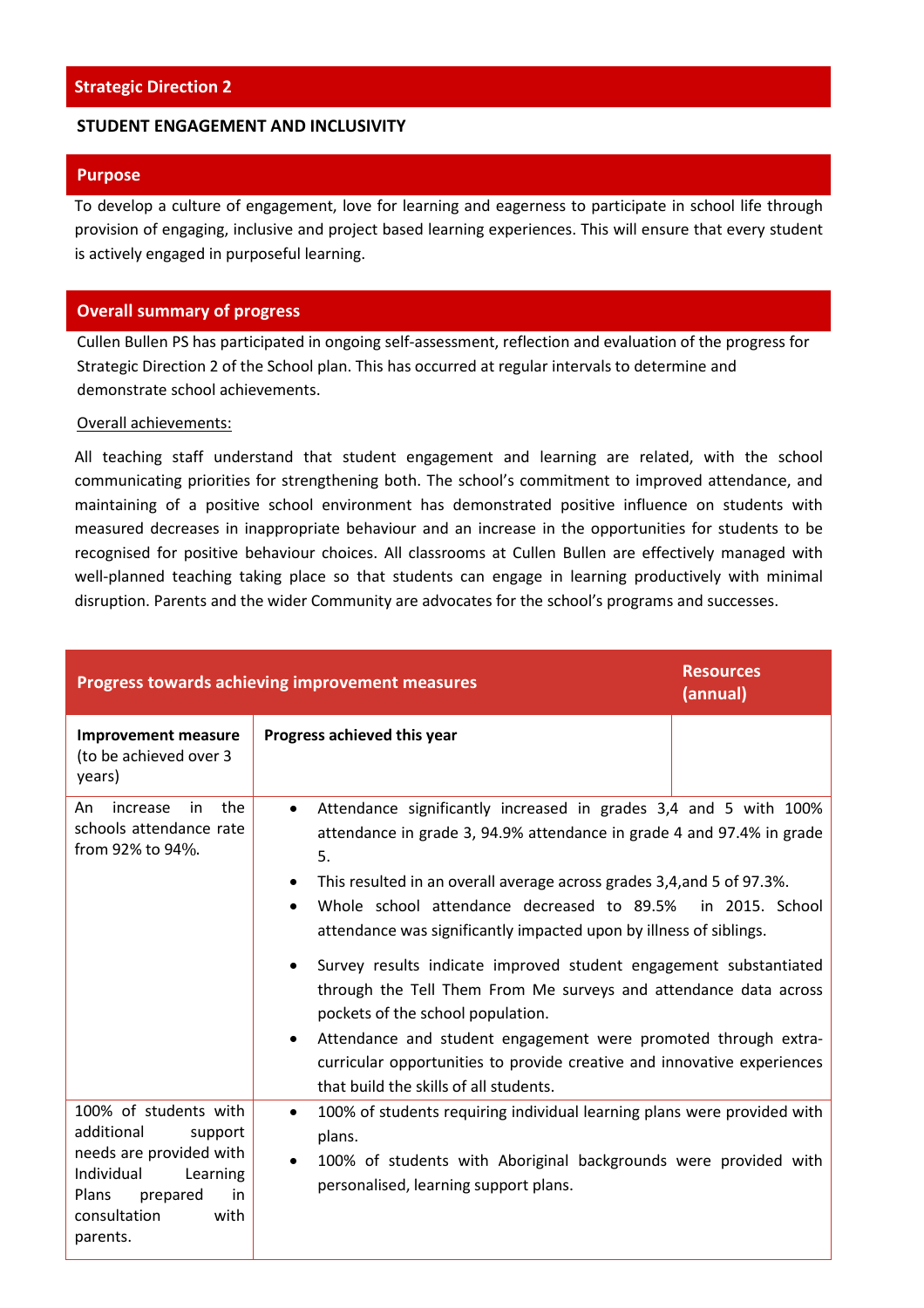## Strategic Direction 2

**STUDENT ENGAGEMENT AND INCLUSIVITY**

### Purpose

To develop a culture of engagement, love for learning and eagerness to participate in school life through provision of engaging, inclusive and project based learning experiences. This will ensure that every student is actively engaged in purposeful learning.

### Overall summary of progress

Cullen Bullen PS has participated in ongoing self-assessment, reflection and evaluation of the progress for Strategic Direction 2 of the School plan. This has occurred at regular intervals to determine and demonstrate school achievements.

Overall achievements:

All teaching staff understand that student engagement and learning are related, with the school communicating priorities for strengthening both. The school's commitment to improved attendance, and maintaining of a positive school environment has demonstrated positive influence on students with measured decreases in inappropriate behaviour and an increase in the opportunities for students to be recognised for positive behaviour choices. All classrooms at Cullen Bullen are effectively managed with well-planned teaching taking place so that students can engage in learning productively with minimal disruption. Parents and the wider Community are advocates for the school's programs and successes.

| **Progress towards achieving improvement measures** | | **Resources (annual)** |
|---|---|---|
| **Improvement measure** (to be achieved over 3 years) | **Progress achieved this year** | |
| An increase in the schools attendance rate from 92% to 94%. | • Attendance significantly increased in grades 3,4 and 5 with 100% attendance in grade 3, 94.9% attendance in grade 4 and 97.4% in grade 5.<br>• This resulted in an overall average across grades 3,4,and 5 of 97.3%.<br>• Whole school attendance decreased to 89.5% in 2015. School attendance was significantly impacted upon by illness of siblings.<br>• Survey results indicate improved student engagement substantiated through the Tell Them From Me surveys and attendance data across pockets of the school population.<br>• Attendance and student engagement were promoted through extra-curricular opportunities to provide creative and innovative experiences that build the skills of all students. | |
| 100% of students with additional support needs are provided with Individual Learning Plans prepared in consultation with parents. | • 100% of students requiring individual learning plans were provided with plans.<br>• 100% of students with Aboriginal backgrounds were provided with personalised, learning support plans. | |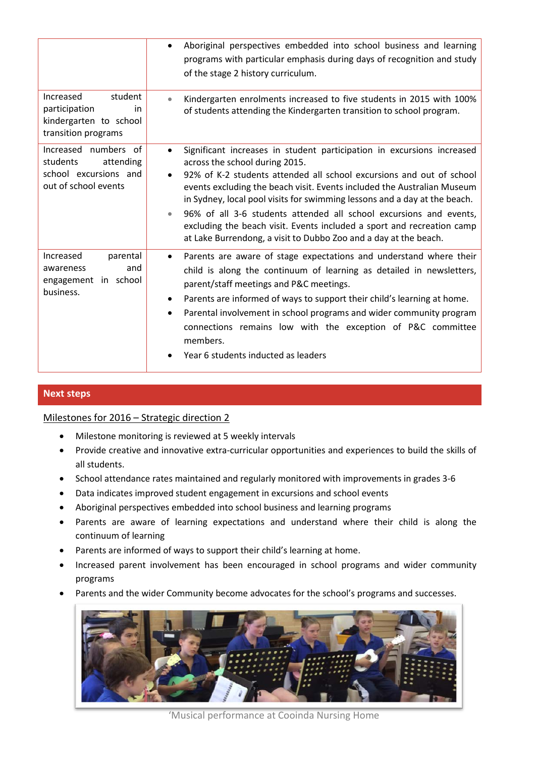| | |
|---|---|
| | • Aboriginal perspectives embedded into school business and learning programs with particular emphasis during days of recognition and study of the stage 2 history curriculum. |
| Increased student participation in kindergarten to school transition programs | • Kindergarten enrolments increased to five students in 2015 with 100% of students attending the Kindergarten transition to school program. |
| Increased numbers of students attending school excursions and out of school events | • Significant increases in student participation in excursions increased across the school during 2015.<br>• 92% of K-2 students attended all school excursions and out of school events excluding the beach visit. Events included the Australian Museum in Sydney, local pool visits for swimming lessons and a day at the beach.<br>• 96% of all 3-6 students attended all school excursions and events, excluding the beach visit. Events included a sport and recreation camp at Lake Burrendong, a visit to Dubbo Zoo and a day at the beach. |
| Increased parental awareness and engagement in school business. | • Parents are aware of stage expectations and understand where their child is along the continuum of learning as detailed in newsletters, parent/staff meetings and P&C meetings.<br>• Parents are informed of ways to support their child's learning at home.<br>• Parental involvement in school programs and wider community program connections remains low with the exception of P&C committee members.<br>• Year 6 students inducted as leaders |

## Next steps

Milestones for 2016 – Strategic direction 2

- Milestone monitoring is reviewed at 5 weekly intervals
- Provide creative and innovative extra-curricular opportunities and experiences to build the skills of all students.
- School attendance rates maintained and regularly monitored with improvements in grades 3-6
- Data indicates improved student engagement in excursions and school events
- Aboriginal perspectives embedded into school business and learning programs
- Parents are aware of learning expectations and understand where their child is along the continuum of learning
- Parents are informed of ways to support their child's learning at home.
- Increased parent involvement has been encouraged in school programs and wider community programs
- Parents and the wider Community become advocates for the school's programs and successes.

'Musical performance at Cooinda Nursing Home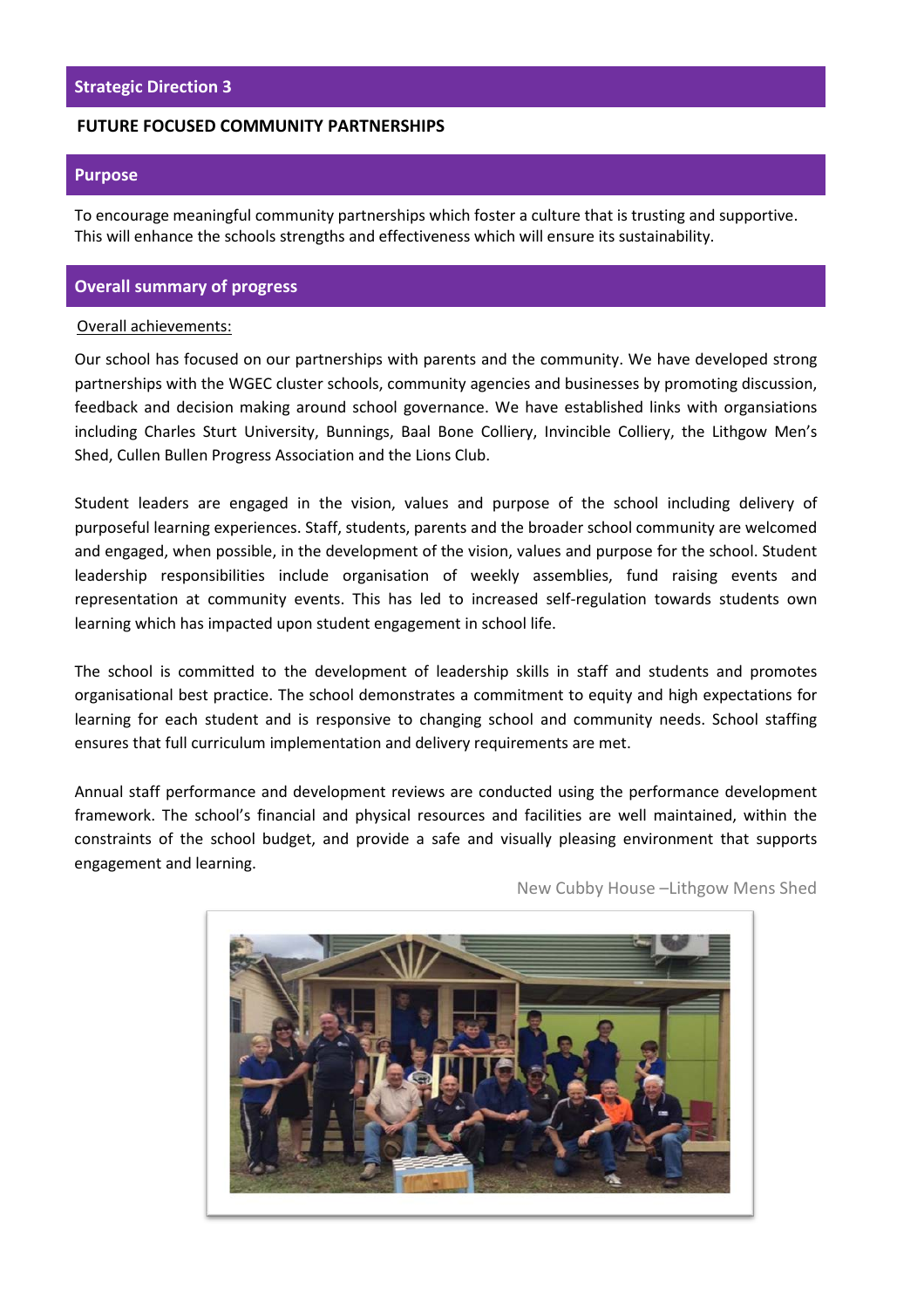## Strategic Direction 3

**FUTURE FOCUSED COMMUNITY PARTNERSHIPS**

## Purpose

To encourage meaningful community partnerships which foster a culture that is trusting and supportive. This will enhance the schools strengths and effectiveness which will ensure its sustainability.

## Overall summary of progress

Overall achievements:

Our school has focused on our partnerships with parents and the community. We have developed strong partnerships with the WGEC cluster schools, community agencies and businesses by promoting discussion, feedback and decision making around school governance. We have established links with organsiations including Charles Sturt University, Bunnings, Baal Bone Colliery, Invincible Colliery, the Lithgow Men's Shed, Cullen Bullen Progress Association and the Lions Club.

Student leaders are engaged in the vision, values and purpose of the school including delivery of purposeful learning experiences. Staff, students, parents and the broader school community are welcomed and engaged, when possible, in the development of the vision, values and purpose for the school. Student leadership responsibilities include organisation of weekly assemblies, fund raising events and representation at community events. This has led to increased self-regulation towards students own learning which has impacted upon student engagement in school life.

The school is committed to the development of leadership skills in staff and students and promotes organisational best practice. The school demonstrates a commitment to equity and high expectations for learning for each student and is responsive to changing school and community needs. School staffing ensures that full curriculum implementation and delivery requirements are met.

Annual staff performance and development reviews are conducted using the performance development framework. The school's financial and physical resources and facilities are well maintained, within the constraints of the school budget, and provide a safe and visually pleasing environment that supports engagement and learning.

New Cubby House –Lithgow Mens Shed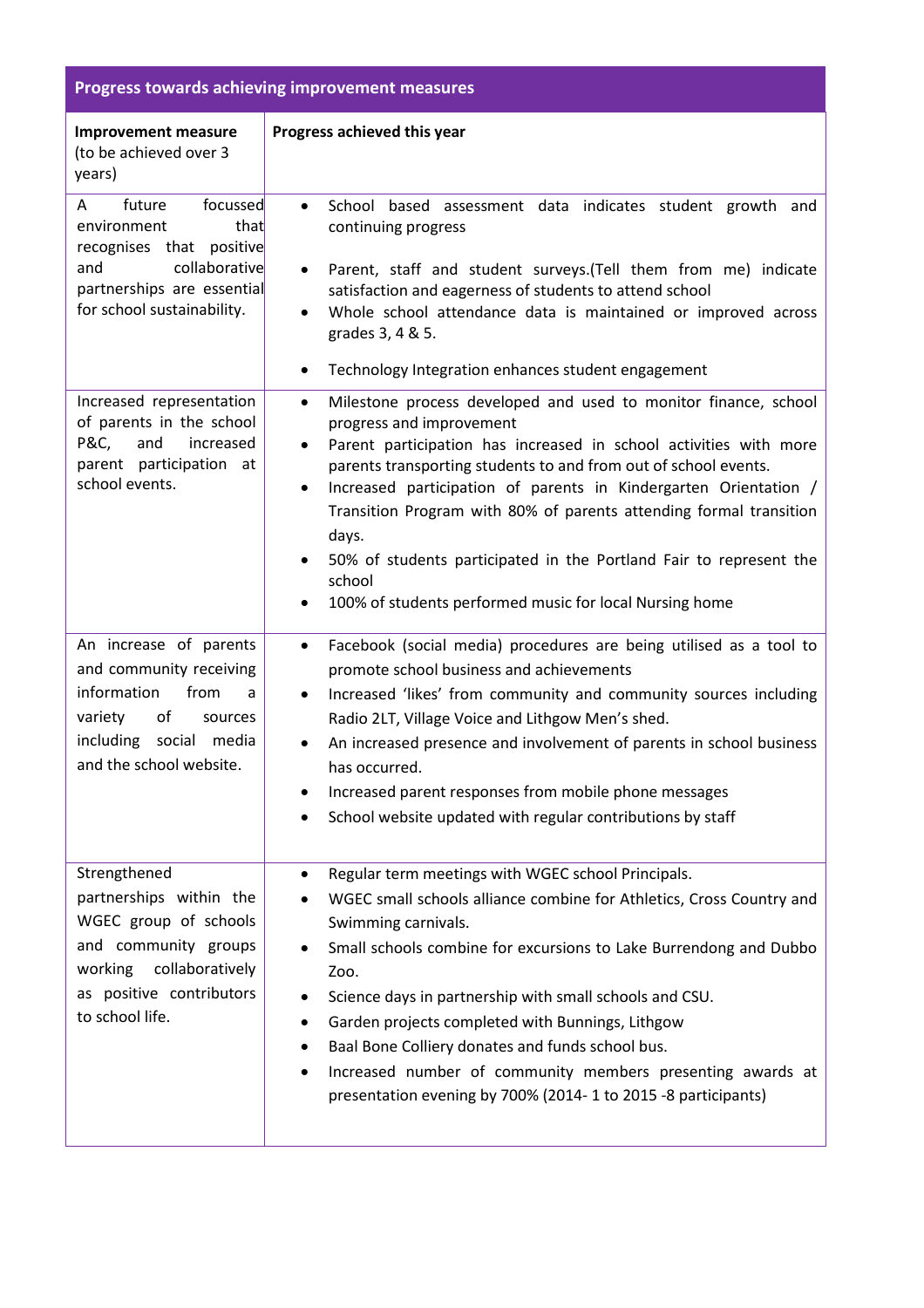| Progress towards achieving improvement measures | |
|---|---|
| **Improvement measure** (to be achieved over 3 years) | **Progress achieved this year** |
| A future focussed environment that recognises that positive and collaborative partnerships are essential for school sustainability. | • School based assessment data indicates student growth and continuing progress<br>• Parent, staff and student surveys.(Tell them from me) indicate satisfaction and eagerness of students to attend school<br>• Whole school attendance data is maintained or improved across grades 3, 4 & 5.<br>• Technology Integration enhances student engagement |
| Increased representation of parents in the school P&C, and increased parent participation at school events. | • Milestone process developed and used to monitor finance, school progress and improvement<br>• Parent participation has increased in school activities with more parents transporting students to and from out of school events.<br>• Increased participation of parents in Kindergarten Orientation / Transition Program with 80% of parents attending formal transition days.<br>• 50% of students participated in the Portland Fair to represent the school<br>• 100% of students performed music for local Nursing home |
| An increase of parents and community receiving information from a variety of sources including social media and the school website. | • Facebook (social media) procedures are being utilised as a tool to promote school business and achievements<br>• Increased 'likes' from community and community sources including Radio 2LT, Village Voice and Lithgow Men's shed.<br>• An increased presence and involvement of parents in school business has occurred.<br>• Increased parent responses from mobile phone messages<br>• School website updated with regular contributions by staff |
| Strengthened partnerships within the WGEC group of schools and community groups working collaboratively as positive contributors to school life. | • Regular term meetings with WGEC school Principals.<br>• WGEC small schools alliance combine for Athletics, Cross Country and Swimming carnivals.<br>• Small schools combine for excursions to Lake Burrendong and Dubbo Zoo.<br>• Science days in partnership with small schools and CSU.<br>• Garden projects completed with Bunnings, Lithgow<br>• Baal Bone Colliery donates and funds school bus.<br>• Increased number of community members presenting awards at presentation evening by 700% (2014- 1 to 2015 -8 participants) |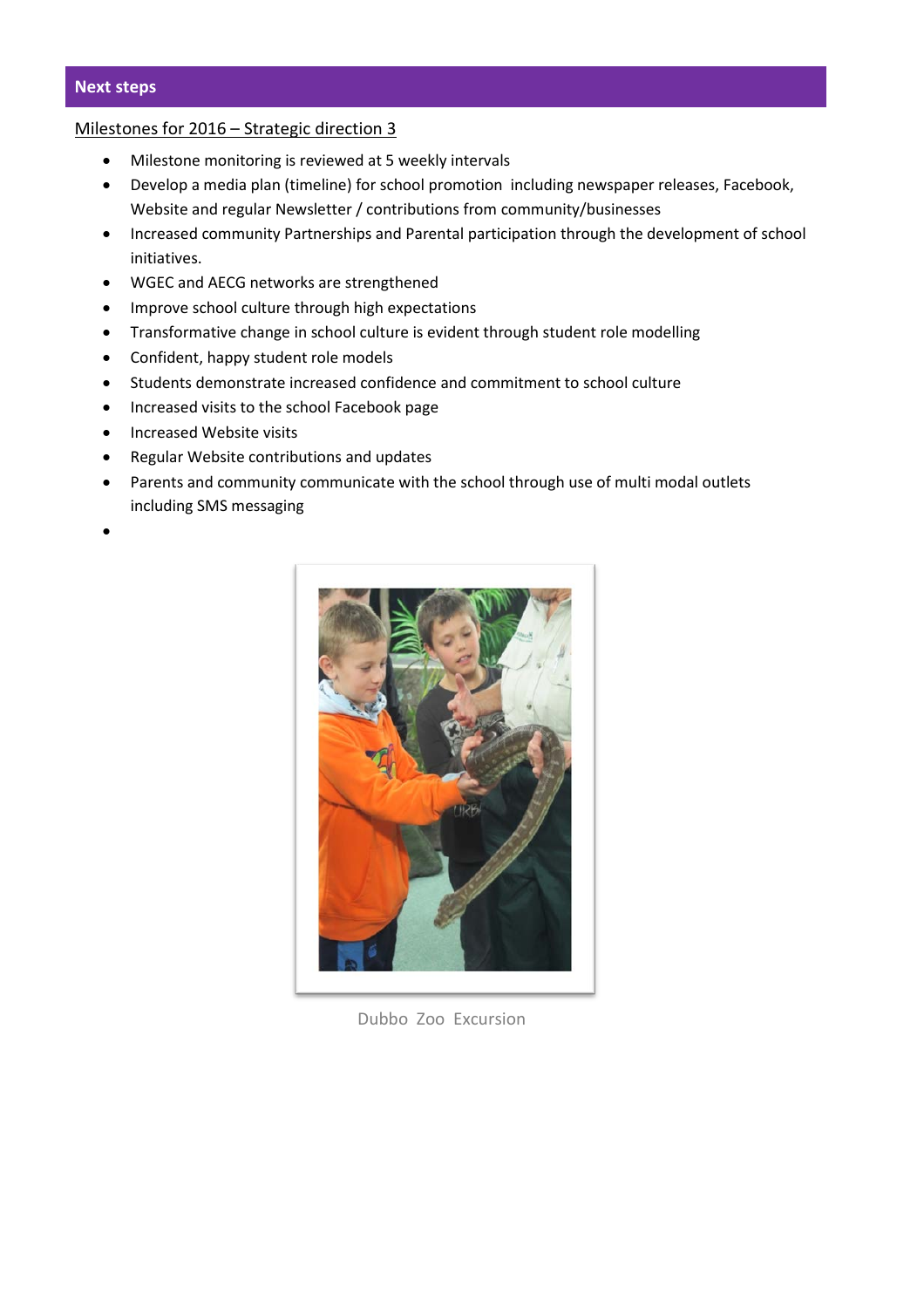## Next steps

Milestones for 2016 – Strategic direction 3

- Milestone monitoring is reviewed at 5 weekly intervals
- Develop a media plan (timeline) for school promotion including newspaper releases, Facebook, Website and regular Newsletter / contributions from community/businesses
- Increased community Partnerships and Parental participation through the development of school initiatives.
- WGEC and AECG networks are strengthened
- Improve school culture through high expectations
- Transformative change in school culture is evident through student role modelling
- Confident, happy student role models
- Students demonstrate increased confidence and commitment to school culture
- Increased visits to the school Facebook page
- Increased Website visits
- Regular Website contributions and updates
- Parents and community communicate with the school through use of multi modal outlets including SMS messaging

Dubbo Zoo Excursion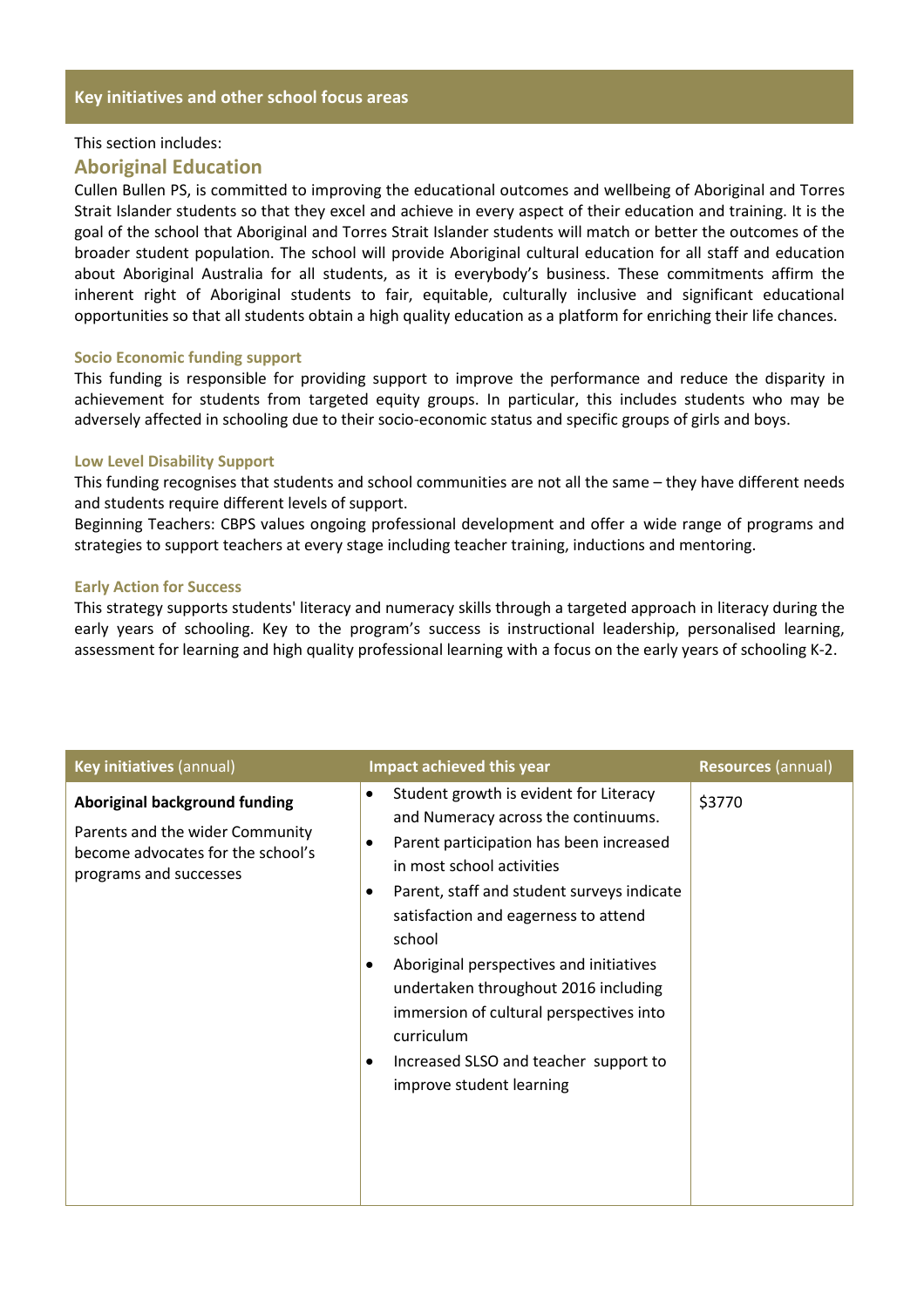## Key initiatives and other school focus areas

This section includes:

### Aboriginal Education

Cullen Bullen PS, is committed to improving the educational outcomes and wellbeing of Aboriginal and Torres Strait Islander students so that they excel and achieve in every aspect of their education and training. It is the goal of the school that Aboriginal and Torres Strait Islander students will match or better the outcomes of the broader student population. The school will provide Aboriginal cultural education for all staff and education about Aboriginal Australia for all students, as it is everybody's business. These commitments affirm the inherent right of Aboriginal students to fair, equitable, culturally inclusive and significant educational opportunities so that all students obtain a high quality education as a platform for enriching their life chances.

#### Socio Economic funding support

This funding is responsible for providing support to improve the performance and reduce the disparity in achievement for students from targeted equity groups. In particular, this includes students who may be adversely affected in schooling due to their socio-economic status and specific groups of girls and boys.

#### Low Level Disability Support

This funding recognises that students and school communities are not all the same – they have different needs and students require different levels of support.

Beginning Teachers: CBPS values ongoing professional development and offer a wide range of programs and strategies to support teachers at every stage including teacher training, inductions and mentoring.

#### Early Action for Success

This strategy supports students' literacy and numeracy skills through a targeted approach in literacy during the early years of schooling. Key to the program's success is instructional leadership, personalised learning, assessment for learning and high quality professional learning with a focus on the early years of schooling K-2.

| **Key initiatives** (annual) | **Impact achieved this year** | **Resources** (annual) |
| --- | --- | --- |
| **Aboriginal background funding**<br><br>Parents and the wider Community become advocates for the school's programs and successes | • Student growth is evident for Literacy and Numeracy across the continuums.<br>• Parent participation has been increased in most school activities<br>• Parent, staff and student surveys indicate satisfaction and eagerness to attend school<br>• Aboriginal perspectives and initiatives undertaken throughout 2016 including immersion of cultural perspectives into curriculum<br>• Increased SLSO and teacher support to improve student learning | $3770 |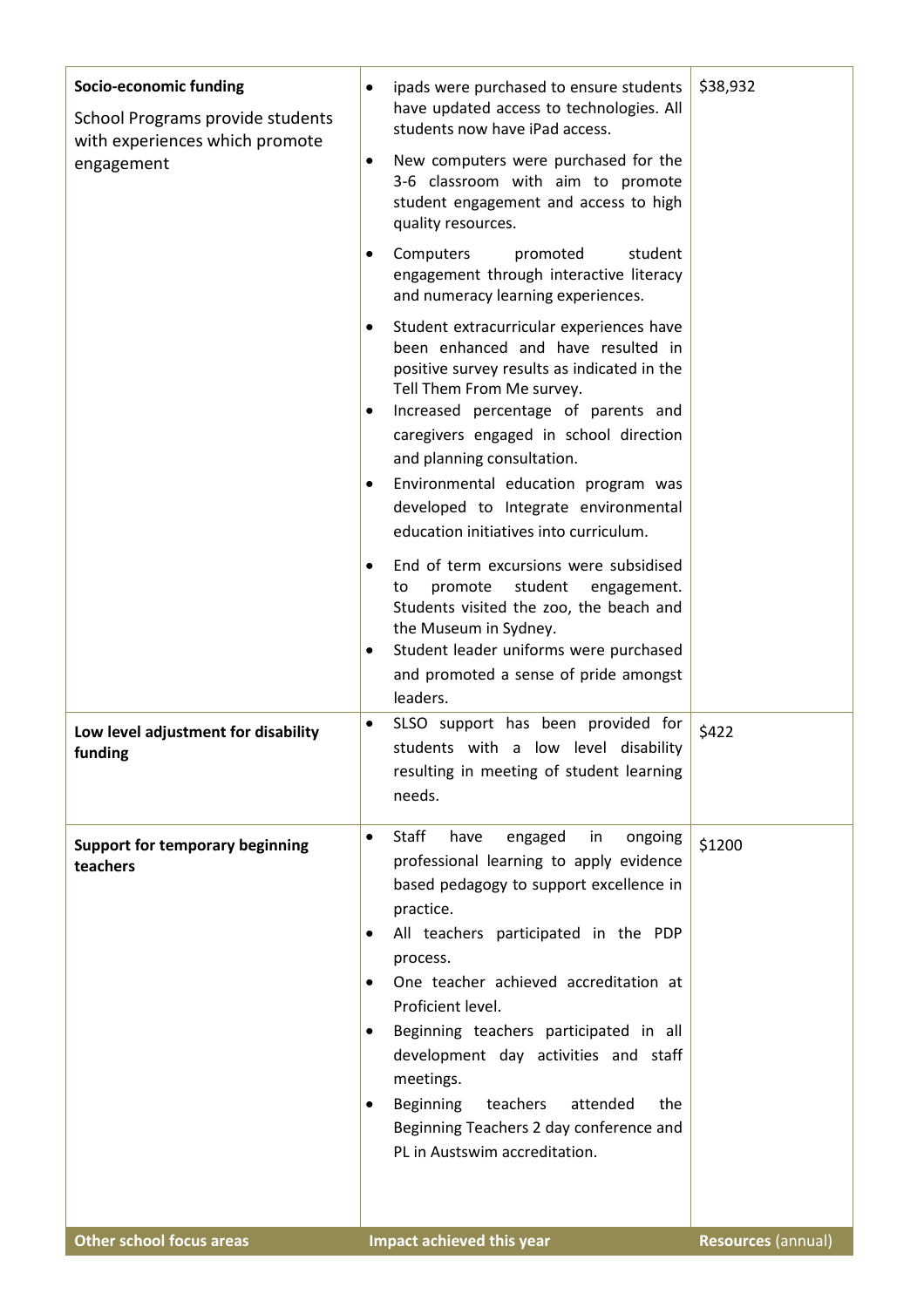| **Other school focus areas** | **Impact achieved this year** | **Resources** (annual) |
|---|---|---|
| **Socio-economic funding**<br><br>School Programs provide students with experiences which promote engagement | • ipads were purchased to ensure students have updated access to technologies. All students now have iPad access.<br>• New computers were purchased for the 3-6 classroom with aim to promote student engagement and access to high quality resources.<br>• Computers promoted student engagement through interactive literacy and numeracy learning experiences.<br>• Student extracurricular experiences have been enhanced and have resulted in positive survey results as indicated in the Tell Them From Me survey.<br>• Increased percentage of parents and caregivers engaged in school direction and planning consultation.<br>• Environmental education program was developed to Integrate environmental education initiatives into curriculum.<br>• End of term excursions were subsidised to promote student engagement. Students visited the zoo, the beach and the Museum in Sydney.<br>• Student leader uniforms were purchased and promoted a sense of pride amongst leaders. | $38,932 |
| **Low level adjustment for disability funding** | • SLSO support has been provided for students with a low level disability resulting in meeting of student learning needs. | $422 |
| **Support for temporary beginning teachers** | • Staff have engaged in ongoing professional learning to apply evidence based pedagogy to support excellence in practice.<br>• All teachers participated in the PDP process.<br>• One teacher achieved accreditation at Proficient level.<br>• Beginning teachers participated in all development day activities and staff meetings.<br>• Beginning teachers attended the Beginning Teachers 2 day conference and PL in Austswim accreditation. | $1200 |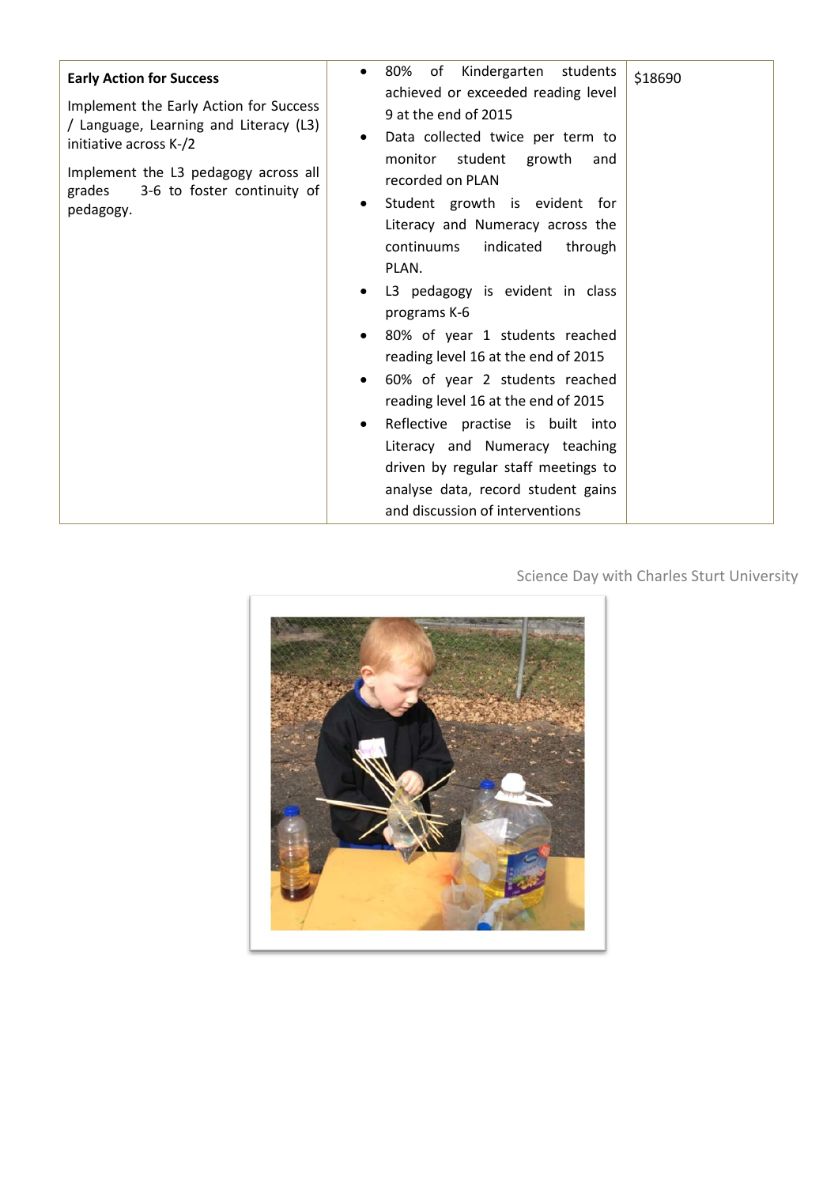| **Early Action for Success**<br><br>Implement the Early Action for Success / Language, Learning and Literacy (L3) initiative across K-/2<br><br>Implement the L3 pedagogy across all grades 3-6 to foster continuity of pedagogy. | • 80% of Kindergarten students achieved or exceeded reading level 9 at the end of 2015<br>• Data collected twice per term to monitor student growth and recorded on PLAN<br>• Student growth is evident for Literacy and Numeracy across the continuums indicated through PLAN.<br>• L3 pedagogy is evident in class programs K-6<br>• 80% of year 1 students reached reading level 16 at the end of 2015<br>• 60% of year 2 students reached reading level 16 at the end of 2015<br>• Reflective practise is built into Literacy and Numeracy teaching driven by regular staff meetings to analyse data, record student gains and discussion of interventions | $18690 |
|---|---|---|

Science Day with Charles Sturt University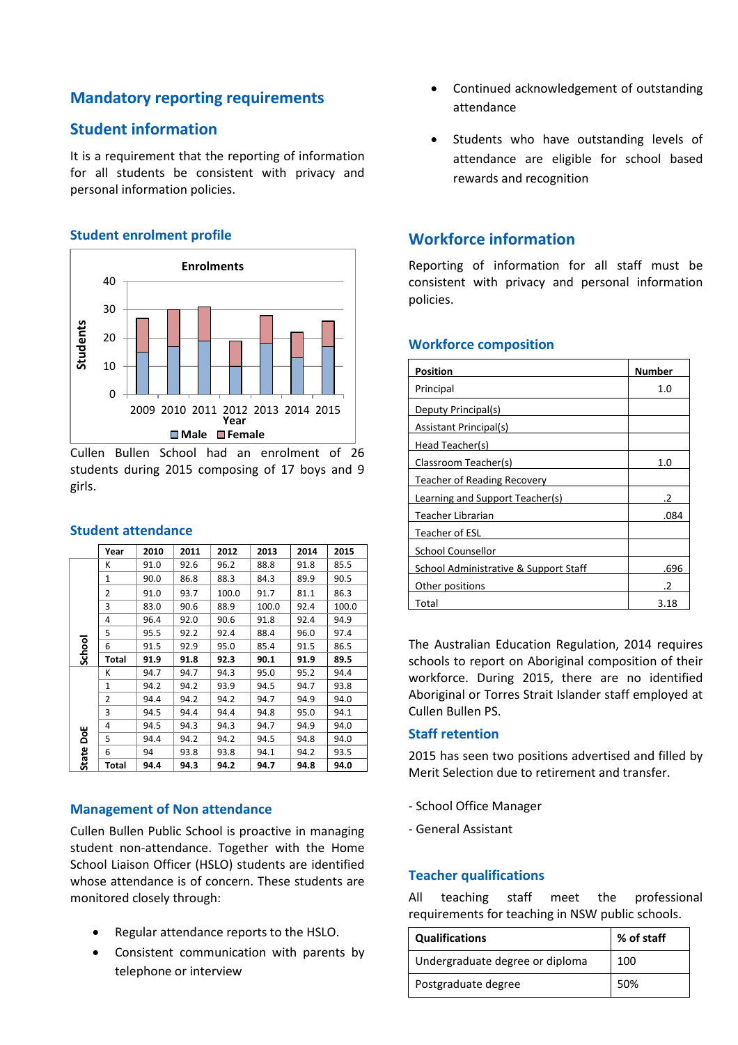## Mandatory reporting requirements

### Student information

It is a requirement that the reporting of information for all students be consistent with privacy and personal information policies.

#### Student enrolment profile

Cullen Bullen School had an enrolment of 26 students during 2015 composing of 17 boys and 9 girls.

#### Student attendance

| | Year | 2010 | 2011 | 2012 | 2013 | 2014 | 2015 |
|---|---|---|---|---|---|---|---|
| School | K | 91.0 | 92.6 | 96.2 | 88.8 | 91.8 | 85.5 |
| | 1 | 90.0 | 86.8 | 88.3 | 84.3 | 89.9 | 90.5 |
| | 2 | 91.0 | 93.7 | 100.0 | 91.7 | 81.1 | 86.3 |
| | 3 | 83.0 | 90.6 | 88.9 | 100.0 | 92.4 | 100.0 |
| | 4 | 96.4 | 92.0 | 90.6 | 91.8 | 92.4 | 94.9 |
| | 5 | 95.5 | 92.2 | 92.4 | 88.4 | 96.0 | 97.4 |
| | 6 | 91.5 | 92.9 | 95.0 | 85.4 | 91.5 | 86.5 |
| | **Total** | **91.9** | **91.8** | **92.3** | **90.1** | **91.9** | **89.5** |
| State DoE | K | 94.7 | 94.7 | 94.3 | 95.0 | 95.2 | 94.4 |
| | 1 | 94.2 | 94.2 | 93.9 | 94.5 | 94.7 | 93.8 |
| | 2 | 94.4 | 94.2 | 94.2 | 94.7 | 94.9 | 94.0 |
| | 3 | 94.5 | 94.4 | 94.4 | 94.8 | 95.0 | 94.1 |
| | 4 | 94.5 | 94.3 | 94.3 | 94.7 | 94.9 | 94.0 |
| | 5 | 94.4 | 94.2 | 94.2 | 94.5 | 94.8 | 94.0 |
| | 6 | 94 | 93.8 | 93.8 | 94.1 | 94.2 | 93.5 |
| | **Total** | **94.4** | **94.3** | **94.2** | **94.7** | **94.8** | **94.0** |

#### Management of Non attendance

Cullen Bullen Public School is proactive in managing student non-attendance. Together with the Home School Liaison Officer (HSLO) students are identified whose attendance is of concern. These students are monitored closely through:

- Regular attendance reports to the HSLO.
- Consistent communication with parents by telephone or interview
- Continued acknowledgement of outstanding attendance
- Students who have outstanding levels of attendance are eligible for school based rewards and recognition

### Workforce information

Reporting of information for all staff must be consistent with privacy and personal information policies.

#### Workforce composition

| Position | Number |
|---|---|
| Principal | 1.0 |
| Deputy Principal(s) | |
| Assistant Principal(s) | |
| Head Teacher(s) | |
| Classroom Teacher(s) | 1.0 |
| Teacher of Reading Recovery | |
| Learning and Support Teacher(s) | .2 |
| Teacher Librarian | .084 |
| Teacher of ESL | |
| School Counsellor | |
| School Administrative & Support Staff | .696 |
| Other positions | .2 |
| Total | 3.18 |

The Australian Education Regulation, 2014 requires schools to report on Aboriginal composition of their workforce. During 2015, there are no identified Aboriginal or Torres Strait Islander staff employed at Cullen Bullen PS.

#### Staff retention

2015 has seen two positions advertised and filled by Merit Selection due to retirement and transfer.

- School Office Manager
- General Assistant

#### Teacher qualifications

All teaching staff meet the professional requirements for teaching in NSW public schools.

| Qualifications | % of staff |
|---|---|
| Undergraduate degree or diploma | 100 |
| Postgraduate degree | 50% |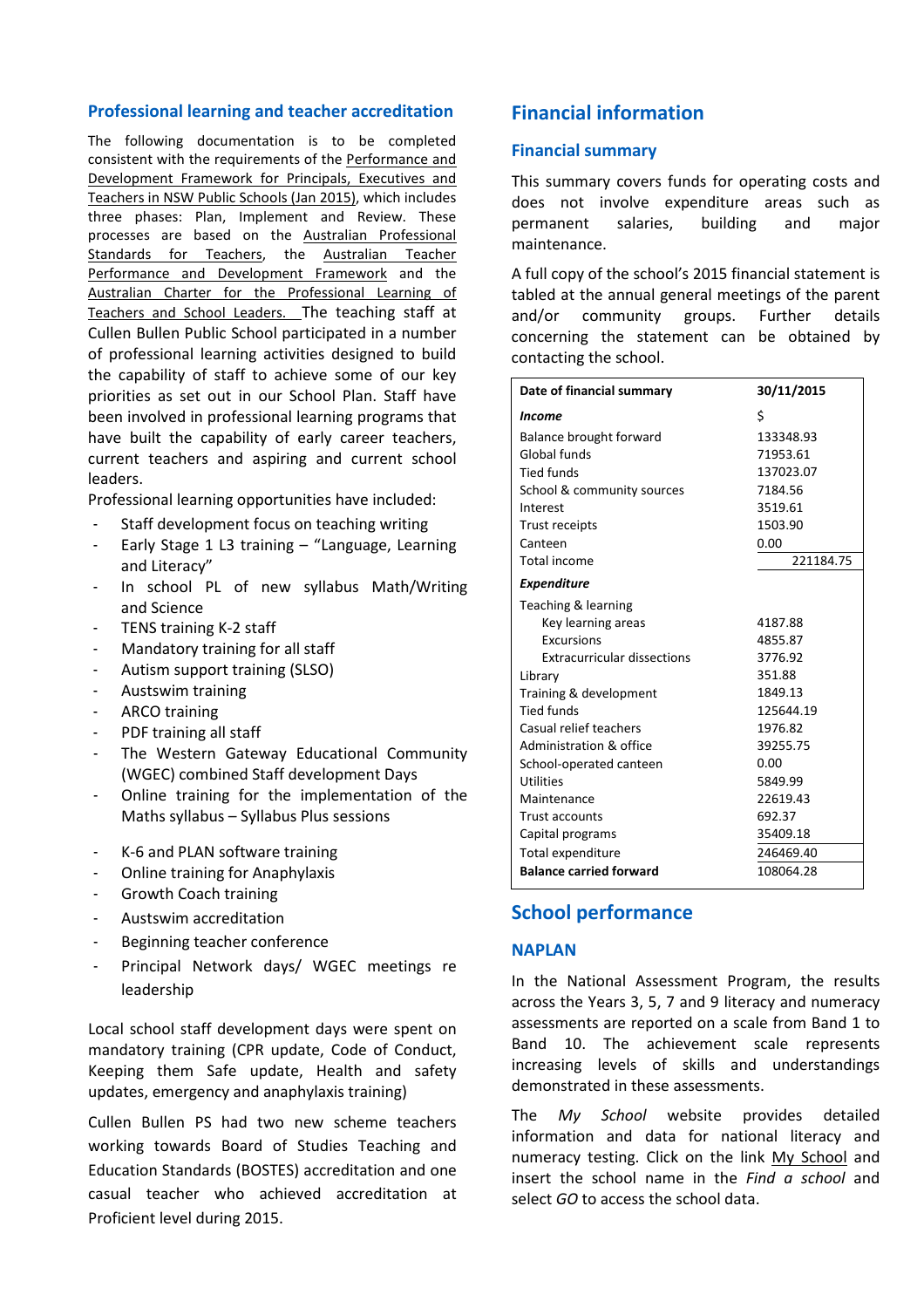### Professional learning and teacher accreditation

The following documentation is to be completed consistent with the requirements of the Performance and Development Framework for Principals, Executives and Teachers in NSW Public Schools (Jan 2015), which includes three phases: Plan, Implement and Review. These processes are based on the Australian Professional Standards for Teachers, the Australian Teacher Performance and Development Framework and the Australian Charter for the Professional Learning of Teachers and School Leaders. The teaching staff at Cullen Bullen Public School participated in a number of professional learning activities designed to build the capability of staff to achieve some of our key priorities as set out in our School Plan. Staff have been involved in professional learning programs that have built the capability of early career teachers, current teachers and aspiring and current school leaders.

Professional learning opportunities have included:

- Staff development focus on teaching writing
- Early Stage 1 L3 training – "Language, Learning and Literacy"
- In school PL of new syllabus Math/Writing and Science
- TENS training K-2 staff
- Mandatory training for all staff
- Autism support training (SLSO)
- Austswim training
- ARCO training
- PDF training all staff
- The Western Gateway Educational Community (WGEC) combined Staff development Days
- Online training for the implementation of the Maths syllabus – Syllabus Plus sessions
- K-6 and PLAN software training
- Online training for Anaphylaxis
- Growth Coach training
- Austswim accreditation
- Beginning teacher conference
- Principal Network days/ WGEC meetings re leadership

Local school staff development days were spent on mandatory training (CPR update, Code of Conduct, Keeping them Safe update, Health and safety updates, emergency and anaphylaxis training)

Cullen Bullen PS had two new scheme teachers working towards Board of Studies Teaching and Education Standards (BOSTES) accreditation and one casual teacher who achieved accreditation at Proficient level during 2015.

## Financial information

### Financial summary

This summary covers funds for operating costs and does not involve expenditure areas such as permanent salaries, building and major maintenance.

A full copy of the school's 2015 financial statement is tabled at the annual general meetings of the parent and/or community groups. Further details concerning the statement can be obtained by contacting the school.

| **Date of financial summary** | **30/11/2015** |
|---|---|
| ***Income*** | $ |
| Balance brought forward | 133348.93 |
| Global funds | 71953.61 |
| Tied funds | 137023.07 |
| School & community sources | 7184.56 |
| Interest | 3519.61 |
| Trust receipts | 1503.90 |
| Canteen | 0.00 |
| Total income | 221184.75 |
| ***Expenditure*** | |
| Teaching & learning | |
| Key learning areas | 4187.88 |
| Excursions | 4855.87 |
| Extracurricular dissections | 3776.92 |
| Library | 351.88 |
| Training & development | 1849.13 |
| Tied funds | 125644.19 |
| Casual relief teachers | 1976.82 |
| Administration & office | 39255.75 |
| School-operated canteen | 0.00 |
| Utilities | 5849.99 |
| Maintenance | 22619.43 |
| Trust accounts | 692.37 |
| Capital programs | 35409.18 |
| Total expenditure | 246469.40 |
| **Balance carried forward** | 108064.28 |

## School performance

### NAPLAN

In the National Assessment Program, the results across the Years 3, 5, 7 and 9 literacy and numeracy assessments are reported on a scale from Band 1 to Band 10. The achievement scale represents increasing levels of skills and understandings demonstrated in these assessments.

The *My School* website provides detailed information and data for national literacy and numeracy testing. Click on the link My School and insert the school name in the *Find a school* and select *GO* to access the school data.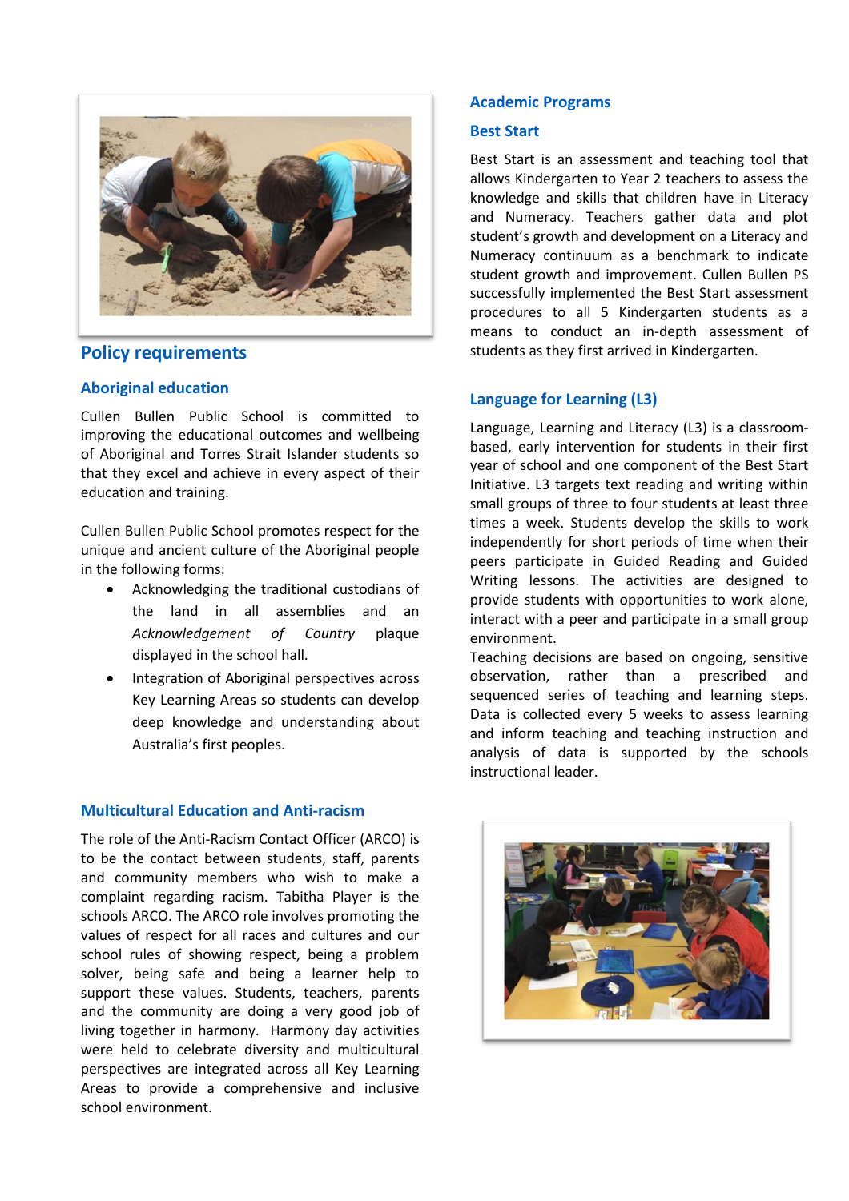## Policy requirements

### Aboriginal education

Cullen Bullen Public School is committed to improving the educational outcomes and wellbeing of Aboriginal and Torres Strait Islander students so that they excel and achieve in every aspect of their education and training.

Cullen Bullen Public School promotes respect for the unique and ancient culture of the Aboriginal people in the following forms:

- Acknowledging the traditional custodians of the land in all assemblies and an *Acknowledgement of Country* plaque displayed in the school hall.
- Integration of Aboriginal perspectives across Key Learning Areas so students can develop deep knowledge and understanding about Australia's first peoples.

### Multicultural Education and Anti-racism

The role of the Anti-Racism Contact Officer (ARCO) is to be the contact between students, staff, parents and community members who wish to make a complaint regarding racism. Tabitha Player is the schools ARCO. The ARCO role involves promoting the values of respect for all races and cultures and our school rules of showing respect, being a problem solver, being safe and being a learner help to support these values. Students, teachers, parents and the community are doing a very good job of living together in harmony. Harmony day activities were held to celebrate diversity and multicultural perspectives are integrated across all Key Learning Areas to provide a comprehensive and inclusive school environment.

## Academic Programs

### Best Start

Best Start is an assessment and teaching tool that allows Kindergarten to Year 2 teachers to assess the knowledge and skills that children have in Literacy and Numeracy. Teachers gather data and plot student's growth and development on a Literacy and Numeracy continuum as a benchmark to indicate student growth and improvement. Cullen Bullen PS successfully implemented the Best Start assessment procedures to all 5 Kindergarten students as a means to conduct an in-depth assessment of students as they first arrived in Kindergarten.

### Language for Learning (L3)

Language, Learning and Literacy (L3) is a classroom-based, early intervention for students in their first year of school and one component of the Best Start Initiative. L3 targets text reading and writing within small groups of three to four students at least three times a week. Students develop the skills to work independently for short periods of time when their peers participate in Guided Reading and Guided Writing lessons. The activities are designed to provide students with opportunities to work alone, interact with a peer and participate in a small group environment.
Teaching decisions are based on ongoing, sensitive observation, rather than a prescribed and sequenced series of teaching and learning steps. Data is collected every 5 weeks to assess learning and inform teaching and teaching instruction and analysis of data is supported by the schools instructional leader.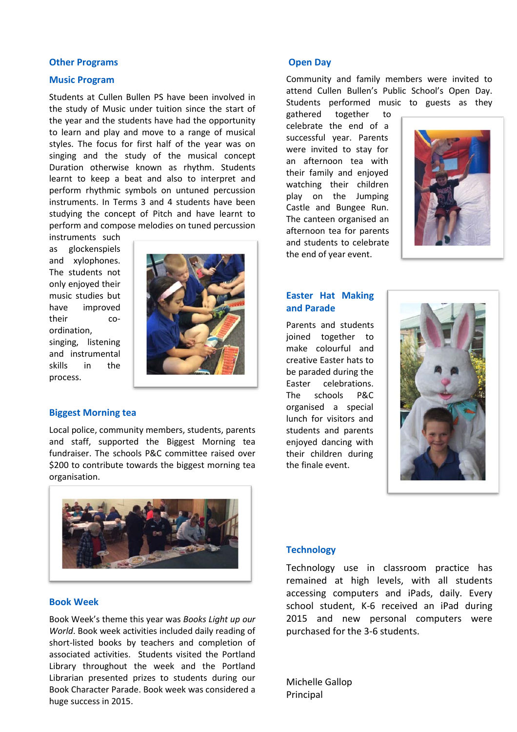## Other Programs

### Music Program

Students at Cullen Bullen PS have been involved in the study of Music under tuition since the start of the year and the students have had the opportunity to learn and play and move to a range of musical styles. The focus for first half of the year was on singing and the study of the musical concept Duration otherwise known as rhythm. Students learnt to keep a beat and also to interpret and perform rhythmic symbols on untuned percussion instruments. In Terms 3 and 4 students have been studying the concept of Pitch and have learnt to perform and compose melodies on tuned percussion instruments such as glockenspiels and xylophones. The students not only enjoyed their music studies but have improved their co-ordination, singing, listening and instrumental skills in the process.

### Biggest Morning tea

Local police, community members, students, parents and staff, supported the Biggest Morning tea fundraiser. The schools P&C committee raised over $200 to contribute towards the biggest morning tea organisation.

### Book Week

Book Week's theme this year was *Books Light up our World*. Book week activities included daily reading of short-listed books by teachers and completion of associated activities. Students visited the Portland Library throughout the week and the Portland Librarian presented prizes to students during our Book Character Parade. Book week was considered a huge success in 2015.

### Open Day

Community and family members were invited to attend Cullen Bullen's Public School's Open Day. Students performed music to guests as they gathered together to celebrate the end of a successful year. Parents were invited to stay for an afternoon tea with their family and enjoyed watching their children play on the Jumping Castle and Bungee Run. The canteen organised an afternoon tea for parents and students to celebrate the end of year event.

### Easter Hat Making and Parade

Parents and students joined together to make colourful and creative Easter hats to be paraded during the Easter celebrations. The schools P&C organised a special lunch for visitors and students and parents enjoyed dancing with their children during the finale event.

### Technology

Technology use in classroom practice has remained at high levels, with all students accessing computers and iPads, daily. Every school student, K-6 received an iPad during 2015 and new personal computers were purchased for the 3-6 students.

Michelle Gallop
Principal